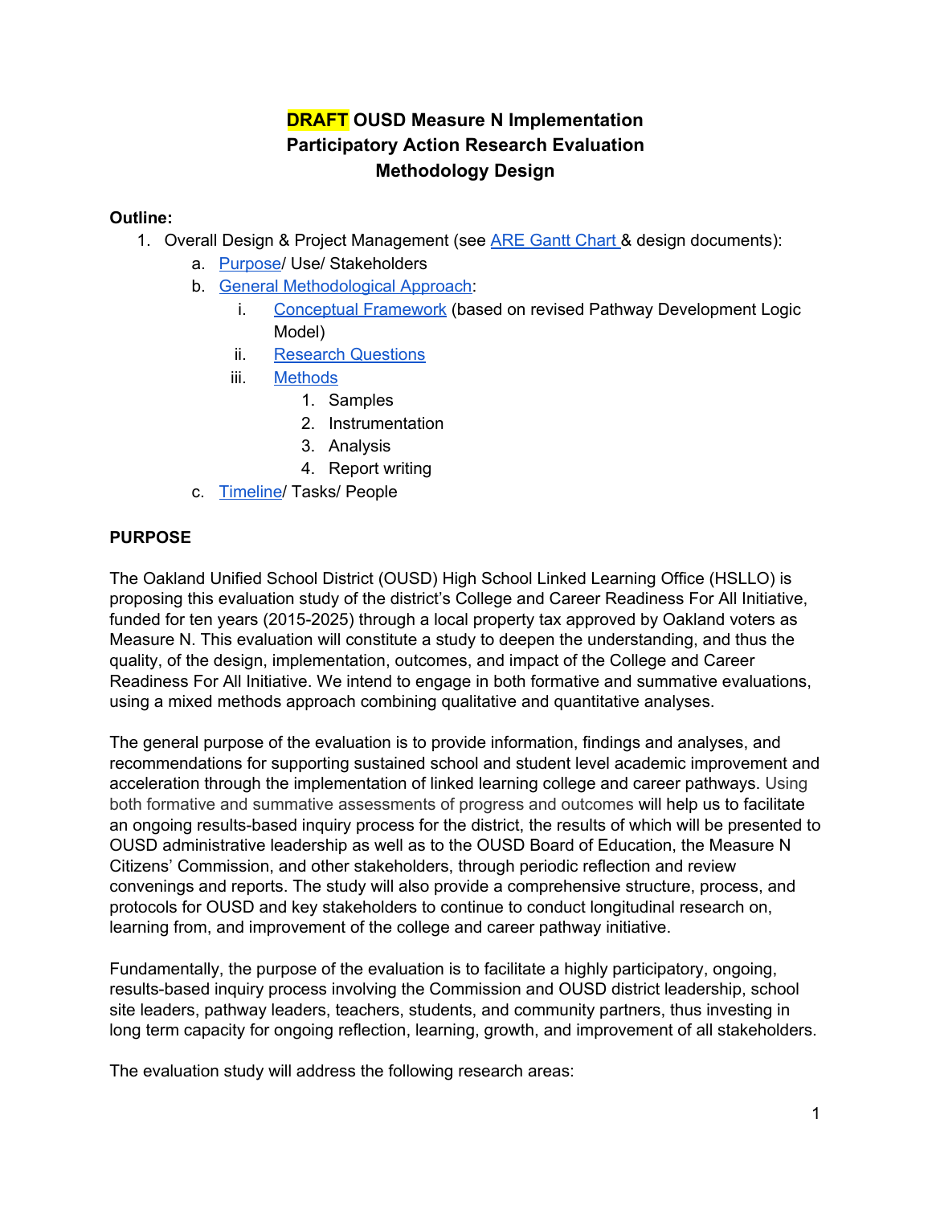# DRAFT OUSD Measure N Implementation Participatory Action Research Evaluation Methodology Design

**Outline:**

1. Overall Design & Project Management (see ARE Gantt Chart & design documents):
   a. Purpose/ Use/ Stakeholders
   b. General Methodological Approach:
      i. Conceptual Framework (based on revised Pathway Development Logic Model)
      ii. Research Questions
      iii. Methods
         1. Samples
         2. Instrumentation
         3. Analysis
         4. Report writing
   c. Timeline/ Tasks/ People

## PURPOSE

The Oakland Unified School District (OUSD) High School Linked Learning Office (HSLLO) is proposing this evaluation study of the district's College and Career Readiness For All Initiative, funded for ten years (2015-2025) through a local property tax approved by Oakland voters as Measure N. This evaluation will constitute a study to deepen the understanding, and thus the quality, of the design, implementation, outcomes, and impact of the College and Career Readiness For All Initiative. We intend to engage in both formative and summative evaluations, using a mixed methods approach combining qualitative and quantitative analyses.

The general purpose of the evaluation is to provide information, findings and analyses, and recommendations for supporting sustained school and student level academic improvement and acceleration through the implementation of linked learning college and career pathways. Using both formative and summative assessments of progress and outcomes will help us to facilitate an ongoing results-based inquiry process for the district, the results of which will be presented to OUSD administrative leadership as well as to the OUSD Board of Education, the Measure N Citizens' Commission, and other stakeholders, through periodic reflection and review convenings and reports. The study will also provide a comprehensive structure, process, and protocols for OUSD and key stakeholders to continue to conduct longitudinal research on, learning from, and improvement of the college and career pathway initiative.

Fundamentally, the purpose of the evaluation is to facilitate a highly participatory, ongoing, results-based inquiry process involving the Commission and OUSD district leadership, school site leaders, pathway leaders, teachers, students, and community partners, thus investing in long term capacity for ongoing reflection, learning, growth, and improvement of all stakeholders.

The evaluation study will address the following research areas: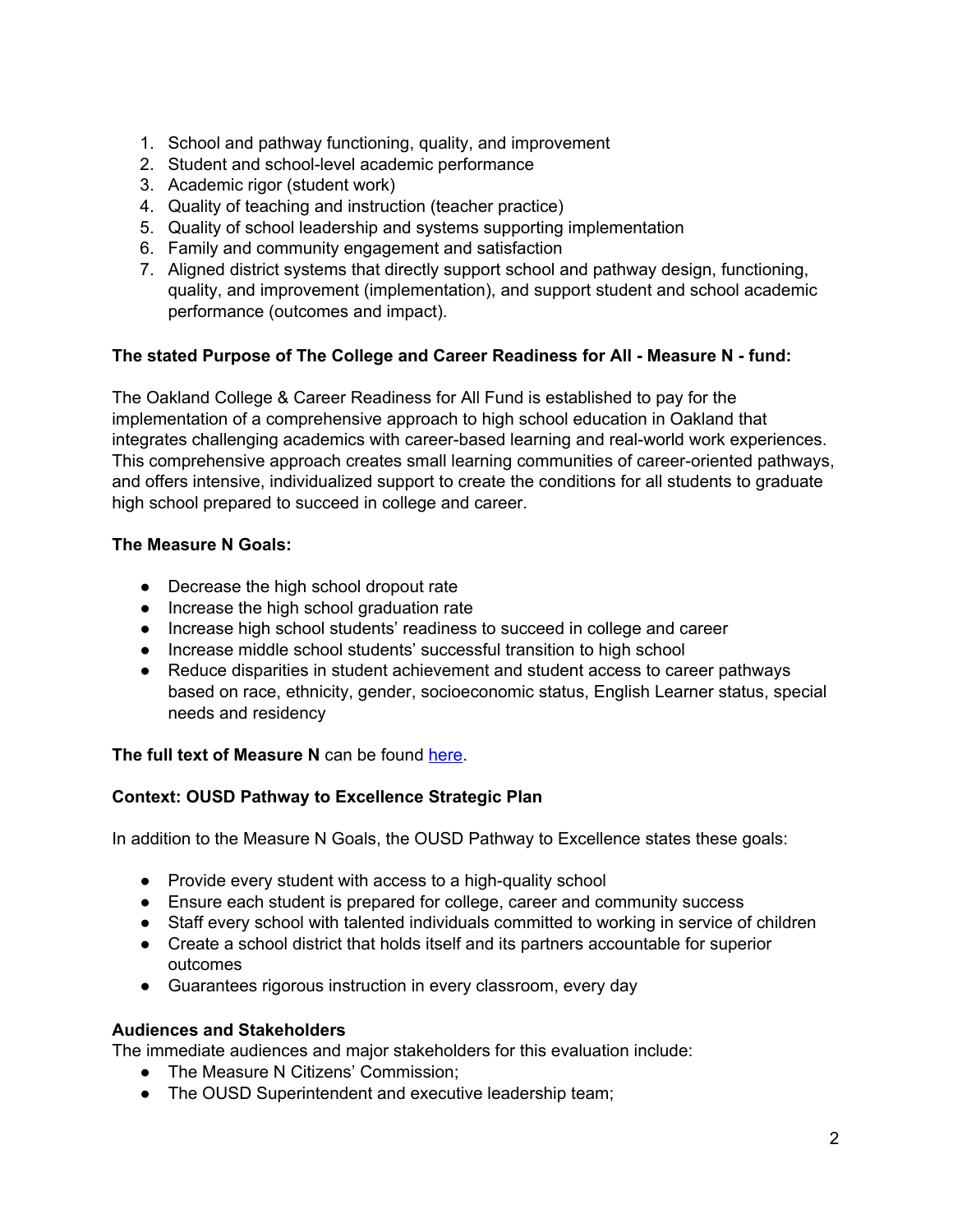1. School and pathway functioning, quality, and improvement
2. Student and school-level academic performance
3. Academic rigor (student work)
4. Quality of teaching and instruction (teacher practice)
5. Quality of school leadership and systems supporting implementation
6. Family and community engagement and satisfaction
7. Aligned district systems that directly support school and pathway design, functioning, quality, and improvement (implementation), and support student and school academic performance (outcomes and impact).

**The stated Purpose of The College and Career Readiness for All - Measure N - fund:**

The Oakland College & Career Readiness for All Fund is established to pay for the implementation of a comprehensive approach to high school education in Oakland that integrates challenging academics with career-based learning and real-world work experiences. This comprehensive approach creates small learning communities of career-oriented pathways, and offers intensive, individualized support to create the conditions for all students to graduate high school prepared to succeed in college and career.

**The Measure N Goals:**

- Decrease the high school dropout rate
- Increase the high school graduation rate
- Increase high school students' readiness to succeed in college and career
- Increase middle school students' successful transition to high school
- Reduce disparities in student achievement and student access to career pathways based on race, ethnicity, gender, socioeconomic status, English Learner status, special needs and residency

**The full text of Measure N** can be found here.

**Context: OUSD Pathway to Excellence Strategic Plan**

In addition to the Measure N Goals, the OUSD Pathway to Excellence states these goals:

- Provide every student with access to a high-quality school
- Ensure each student is prepared for college, career and community success
- Staff every school with talented individuals committed to working in service of children
- Create a school district that holds itself and its partners accountable for superior outcomes
- Guarantees rigorous instruction in every classroom, every day

**Audiences and Stakeholders**

The immediate audiences and major stakeholders for this evaluation include:

- The Measure N Citizens' Commission;
- The OUSD Superintendent and executive leadership team;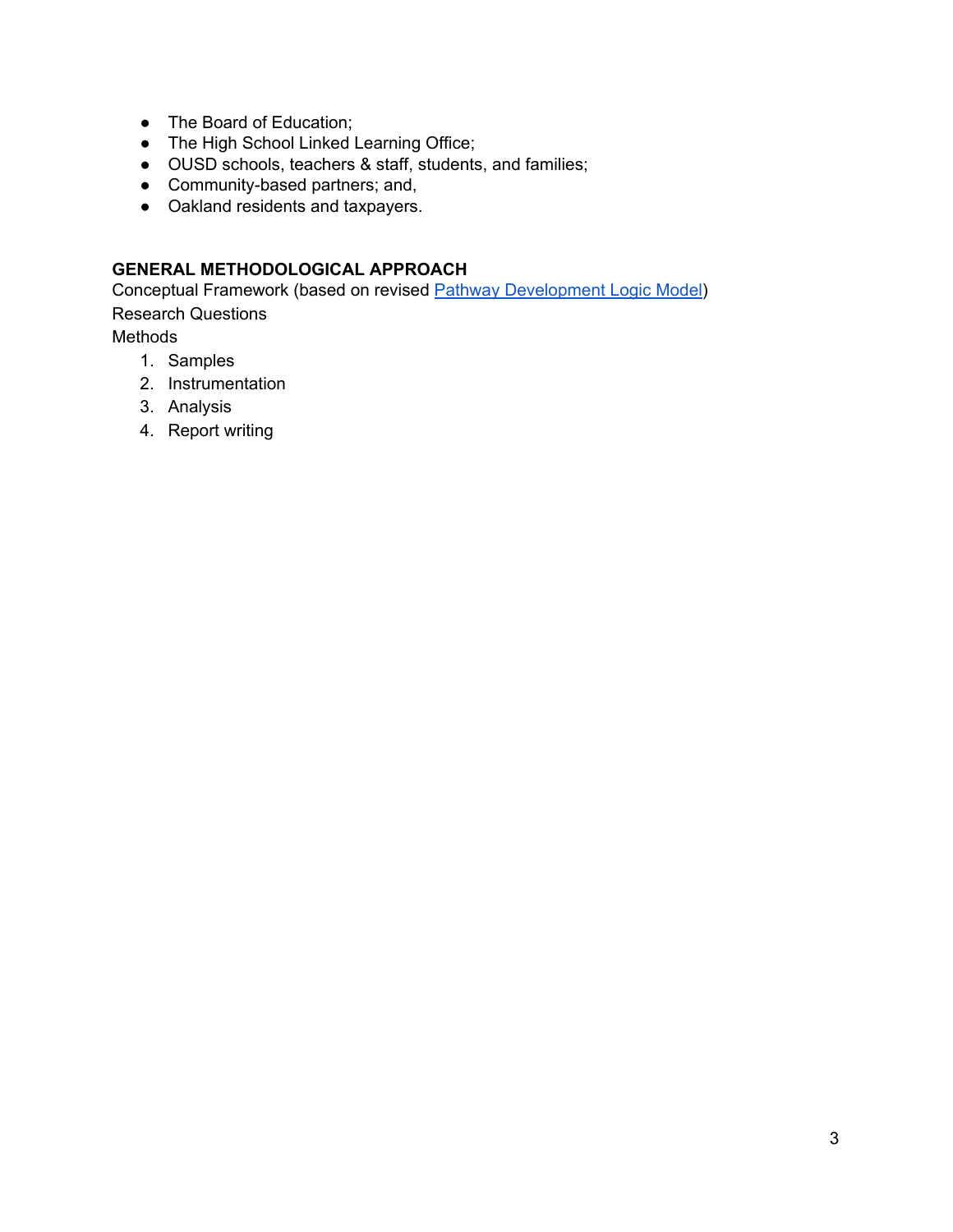- The Board of Education;
- The High School Linked Learning Office;
- OUSD schools, teachers & staff, students, and families;
- Community-based partners; and,
- Oakland residents and taxpayers.

## GENERAL METHODOLOGICAL APPROACH

Conceptual Framework (based on revised Pathway Development Logic Model)

Research Questions

Methods

1. Samples
2. Instrumentation
3. Analysis
4. Report writing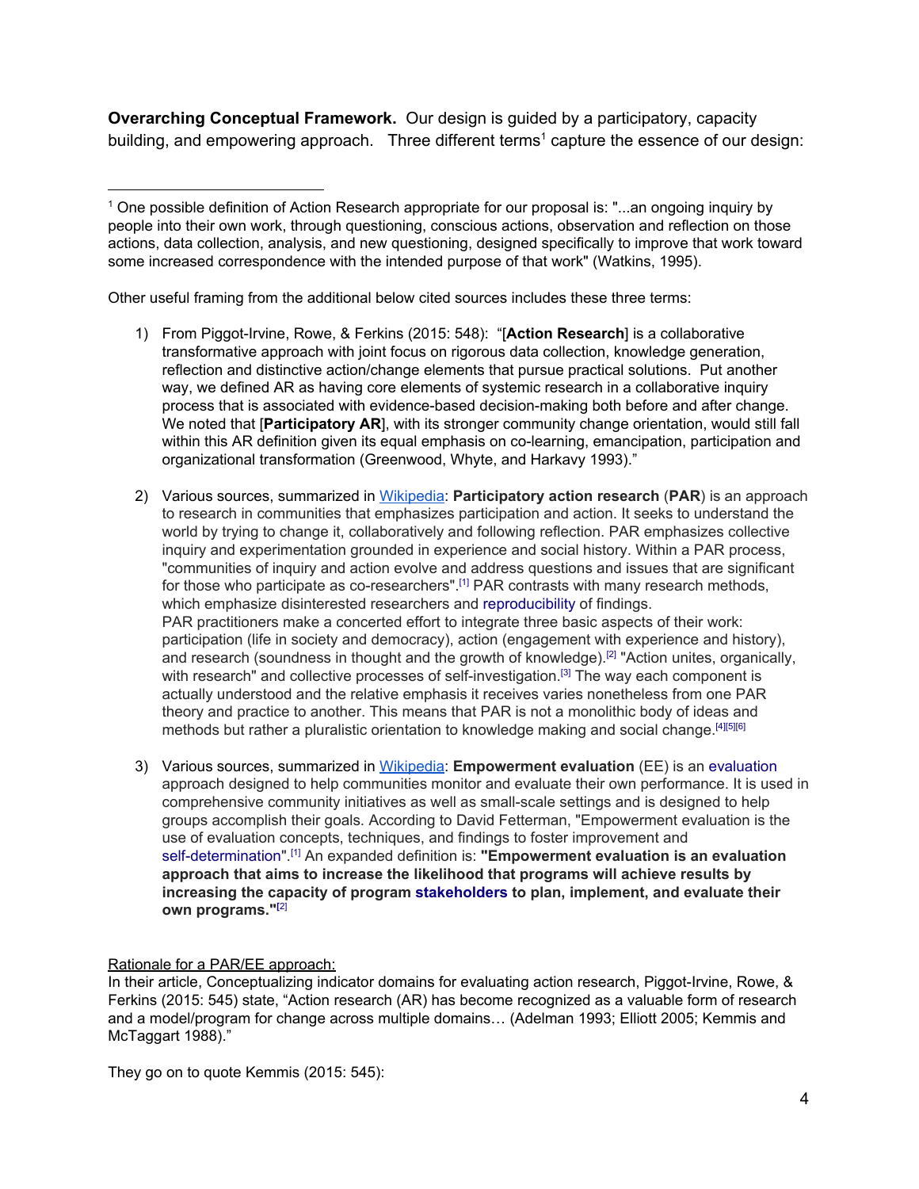**Overarching Conceptual Framework.** Our design is guided by a participatory, capacity building, and empowering approach. Three different terms[1] capture the essence of our design:

Other useful framing from the additional below cited sources includes these three terms:

1) From Piggot-Irvine, Rowe, & Ferkins (2015: 548): "[**Action Research**] is a collaborative transformative approach with joint focus on rigorous data collection, knowledge generation, reflection and distinctive action/change elements that pursue practical solutions. Put another way, we defined AR as having core elements of systemic research in a collaborative inquiry process that is associated with evidence-based decision-making both before and after change. We noted that [**Participatory AR**], with its stronger community change orientation, would still fall within this AR definition given its equal emphasis on co-learning, emancipation, participation and organizational transformation (Greenwood, Whyte, and Harkavy 1993)."

2) Various sources, summarized in Wikipedia: **Participatory action research** (**PAR**) is an approach to research in communities that emphasizes participation and action. It seeks to understand the world by trying to change it, collaboratively and following reflection. PAR emphasizes collective inquiry and experimentation grounded in experience and social history. Within a PAR process, "communities of inquiry and action evolve and address questions and issues that are significant for those who participate as co-researchers".[1] PAR contrasts with many research methods, which emphasize disinterested researchers and reproducibility of findings.
PAR practitioners make a concerted effort to integrate three basic aspects of their work: participation (life in society and democracy), action (engagement with experience and history), and research (soundness in thought and the growth of knowledge).[2] "Action unites, organically, with research" and collective processes of self-investigation.[3] The way each component is actually understood and the relative emphasis it receives varies nonetheless from one PAR theory and practice to another. This means that PAR is not a monolithic body of ideas and methods but rather a pluralistic orientation to knowledge making and social change.[4][5][6]

3) Various sources, summarized in Wikipedia: **Empowerment evaluation** (EE) is an evaluation approach designed to help communities monitor and evaluate their own performance. It is used in comprehensive community initiatives as well as small-scale settings and is designed to help groups accomplish their goals. According to David Fetterman, "Empowerment evaluation is the use of evaluation concepts, techniques, and findings to foster improvement and self-determination".[1] An expanded definition is: **"Empowerment evaluation is an evaluation approach that aims to increase the likelihood that programs will achieve results by increasing the capacity of program stakeholders to plan, implement, and evaluate their own programs."**[2]

Rationale for a PAR/EE approach:

In their article, Conceptualizing indicator domains for evaluating action research, Piggot-Irvine, Rowe, & Ferkins (2015: 545) state, "Action research (AR) has become recognized as a valuable form of research and a model/program for change across multiple domains… (Adelman 1993; Elliott 2005; Kemmis and McTaggart 1988)."

They go on to quote Kemmis (2015: 545):

---

[1] One possible definition of Action Research appropriate for our proposal is: "...an ongoing inquiry by people into their own work, through questioning, conscious actions, observation and reflection on those actions, data collection, analysis, and new questioning, designed specifically to improve that work toward some increased correspondence with the intended purpose of that work" (Watkins, 1995).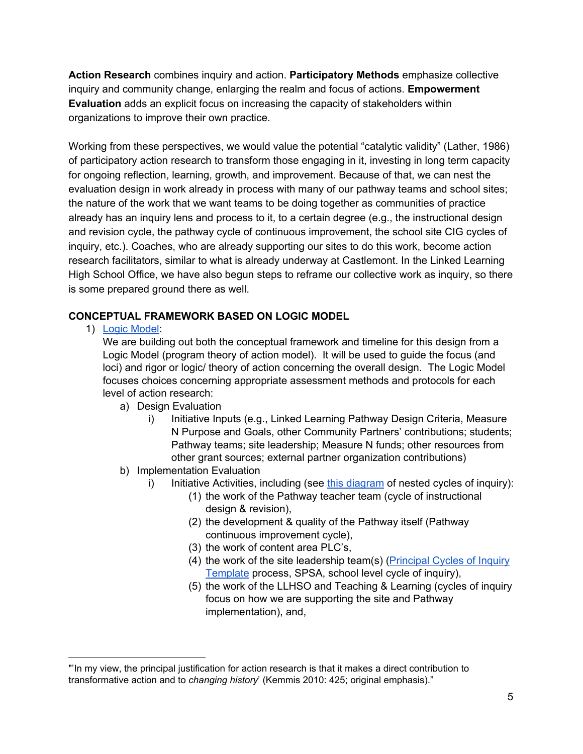**Action Research** combines inquiry and action. **Participatory Methods** emphasize collective inquiry and community change, enlarging the realm and focus of actions. **Empowerment Evaluation** adds an explicit focus on increasing the capacity of stakeholders within organizations to improve their own practice.

Working from these perspectives, we would value the potential "catalytic validity" (Lather, 1986) of participatory action research to transform those engaging in it, investing in long term capacity for ongoing reflection, learning, growth, and improvement. Because of that, we can nest the evaluation design in work already in process with many of our pathway teams and school sites; the nature of the work that we want teams to be doing together as communities of practice already has an inquiry lens and process to it, to a certain degree (e.g., the instructional design and revision cycle, the pathway cycle of continuous improvement, the school site CIG cycles of inquiry, etc.). Coaches, who are already supporting our sites to do this work, become action research facilitators, similar to what is already underway at Castlemont. In the Linked Learning High School Office, we have also begun steps to reframe our collective work as inquiry, so that there is some prepared ground there as well.

**CONCEPTUAL FRAMEWORK BASED ON LOGIC MODEL**

1) Logic Model:
   We are building out both the conceptual framework and timeline for this design from a Logic Model (program theory of action model). It will be used to guide the focus (and loci) and rigor or logic/ theory of action concerning the overall design. The Logic Model focuses choices concerning appropriate assessment methods and protocols for each level of action research:
   a) Design Evaluation
      i) Initiative Inputs (e.g., Linked Learning Pathway Design Criteria, Measure N Purpose and Goals, other Community Partners' contributions; students; Pathway teams; site leadership; Measure N funds; other resources from other grant sources; external partner organization contributions)
   b) Implementation Evaluation
      i) Initiative Activities, including (see this diagram of nested cycles of inquiry):
         (1) the work of the Pathway teacher team (cycle of instructional design & revision),
         (2) the development & quality of the Pathway itself (Pathway continuous improvement cycle),
         (3) the work of content area PLC's,
         (4) the work of the site leadership team(s) (Principal Cycles of Inquiry Template process, SPSA, school level cycle of inquiry),
         (5) the work of the LLHSO and Teaching & Learning (cycles of inquiry focus on how we are supporting the site and Pathway implementation), and,

---

"'In my view, the principal justification for action research is that it makes a direct contribution to transformative action and to *changing history*' (Kemmis 2010: 425; original emphasis)."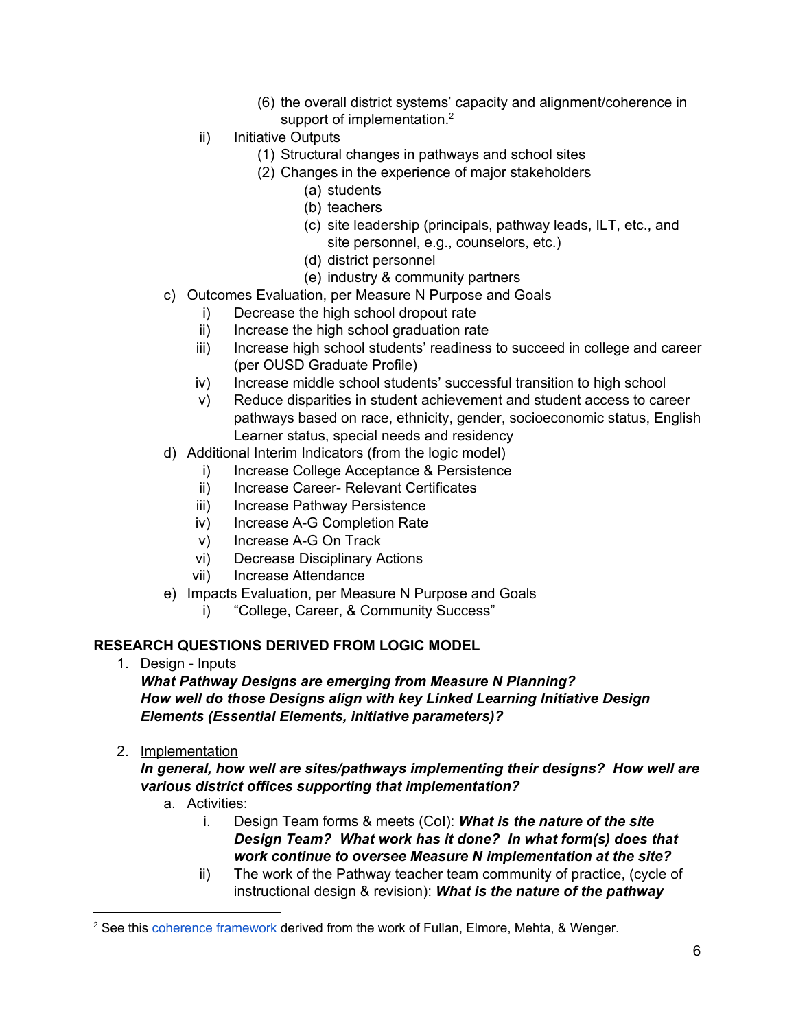- (6) the overall district systems' capacity and alignment/coherence in support of implementation.[2]
        - ii) Initiative Outputs
            - (1) Structural changes in pathways and school sites
            - (2) Changes in the experience of major stakeholders
                - (a) students
                - (b) teachers
                - (c) site leadership (principals, pathway leads, ILT, etc., and site personnel, e.g., counselors, etc.)
                - (d) district personnel
                - (e) industry & community partners
    - c) Outcomes Evaluation, per Measure N Purpose and Goals
        - i) Decrease the high school dropout rate
        - ii) Increase the high school graduation rate
        - iii) Increase high school students' readiness to succeed in college and career (per OUSD Graduate Profile)
        - iv) Increase middle school students' successful transition to high school
        - v) Reduce disparities in student achievement and student access to career pathways based on race, ethnicity, gender, socioeconomic status, English Learner status, special needs and residency
    - d) Additional Interim Indicators (from the logic model)
        - i) Increase College Acceptance & Persistence
        - ii) Increase Career- Relevant Certificates
        - iii) Increase Pathway Persistence
        - iv) Increase A-G Completion Rate
        - v) Increase A-G On Track
        - vi) Decrease Disciplinary Actions
        - vii) Increase Attendance
    - e) Impacts Evaluation, per Measure N Purpose and Goals
        - i) "College, Career, & Community Success"

**RESEARCH QUESTIONS DERIVED FROM LOGIC MODEL**

1. Design - Inputs
   ***What Pathway Designs are emerging from Measure N Planning?***
   ***How well do those Designs align with key Linked Learning Initiative Design Elements (Essential Elements, initiative parameters)?***

2. Implementation
   ***In general, how well are sites/pathways implementing their designs? How well are various district offices supporting that implementation?***
    - a. Activities:
        - i. Design Team forms & meets (CoI): ***What is the nature of the site Design Team? What work has it done? In what form(s) does that work continue to oversee Measure N implementation at the site?***
        - ii) The work of the Pathway teacher team community of practice, (cycle of instructional design & revision): ***What is the nature of the pathway***

---

[2] See this coherence framework derived from the work of Fullan, Elmore, Mehta, & Wenger.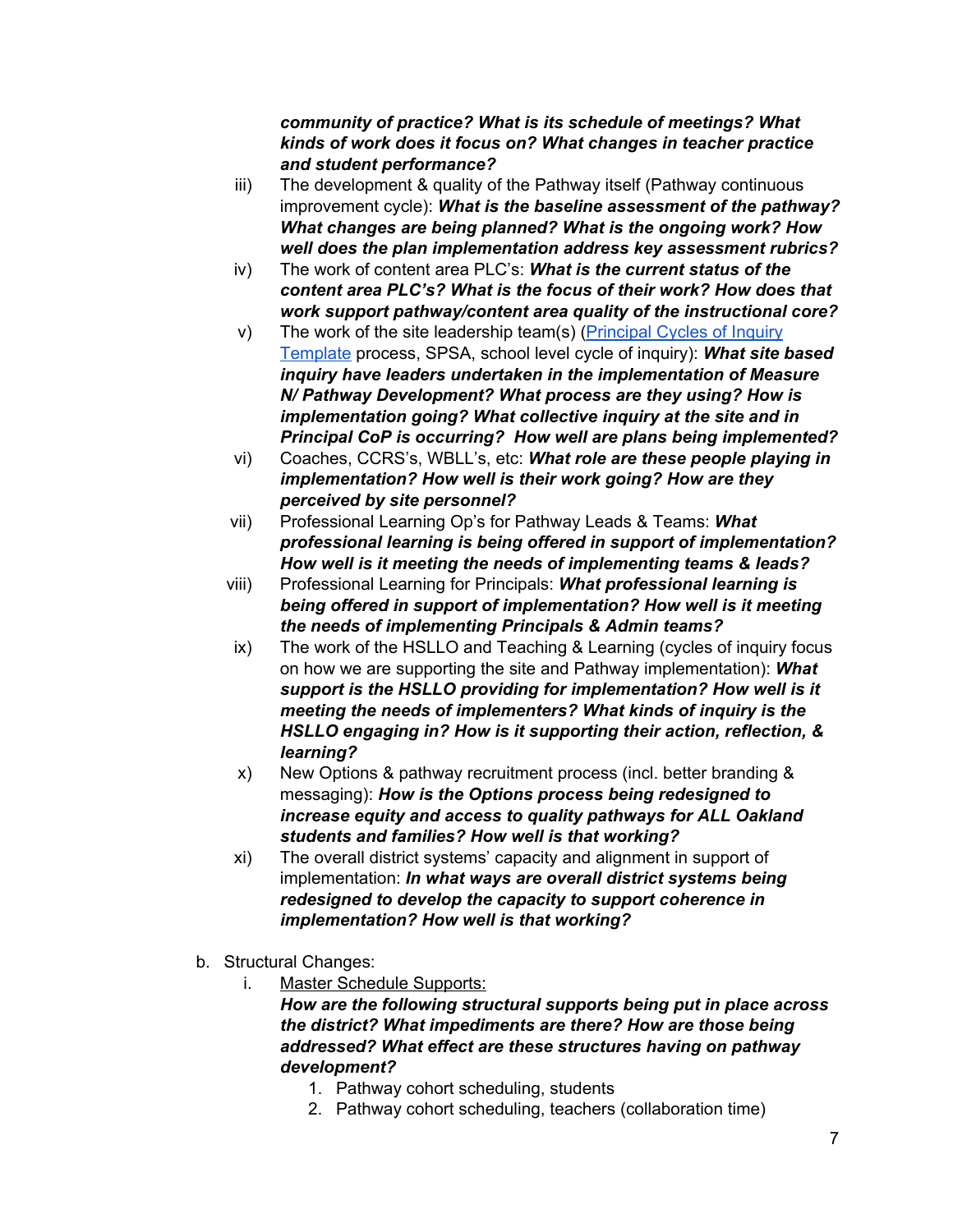***community of practice? What is its schedule of meetings? What kinds of work does it focus on? What changes in teacher practice and student performance?***

iii) The development & quality of the Pathway itself (Pathway continuous improvement cycle): ***What is the baseline assessment of the pathway? What changes are being planned? What is the ongoing work? How well does the plan implementation address key assessment rubrics?***

iv) The work of content area PLC's: ***What is the current status of the content area PLC's? What is the focus of their work? How does that work support pathway/content area quality of the instructional core?***

v) The work of the site leadership team(s) ([Principal Cycles of Inquiry Template]() process, SPSA, school level cycle of inquiry): ***What site based inquiry have leaders undertaken in the implementation of Measure N/ Pathway Development? What process are they using? How is implementation going? What collective inquiry at the site and in Principal CoP is occurring? How well are plans being implemented?***

vi) Coaches, CCRS's, WBLL's, etc: ***What role are these people playing in implementation? How well is their work going? How are they perceived by site personnel?***

vii) Professional Learning Op's for Pathway Leads & Teams: ***What professional learning is being offered in support of implementation? How well is it meeting the needs of implementing teams & leads?***

viii) Professional Learning for Principals: ***What professional learning is being offered in support of implementation? How well is it meeting the needs of implementing Principals & Admin teams?***

ix) The work of the HSLLO and Teaching & Learning (cycles of inquiry focus on how we are supporting the site and Pathway implementation): ***What support is the HSLLO providing for implementation? How well is it meeting the needs of implementers? What kinds of inquiry is the HSLLO engaging in? How is it supporting their action, reflection, & learning?***

x) New Options & pathway recruitment process (incl. better branding & messaging): ***How is the Options process being redesigned to increase equity and access to quality pathways for ALL Oakland students and families? How well is that working?***

xi) The overall district systems' capacity and alignment in support of implementation: ***In what ways are overall district systems being redesigned to develop the capacity to support coherence in implementation? How well is that working?***

b. Structural Changes:
   i. Master Schedule Supports:
      ***How are the following structural supports being put in place across the district? What impediments are there? How are those being addressed? What effect are these structures having on pathway development?***
      1. Pathway cohort scheduling, students
      2. Pathway cohort scheduling, teachers (collaboration time)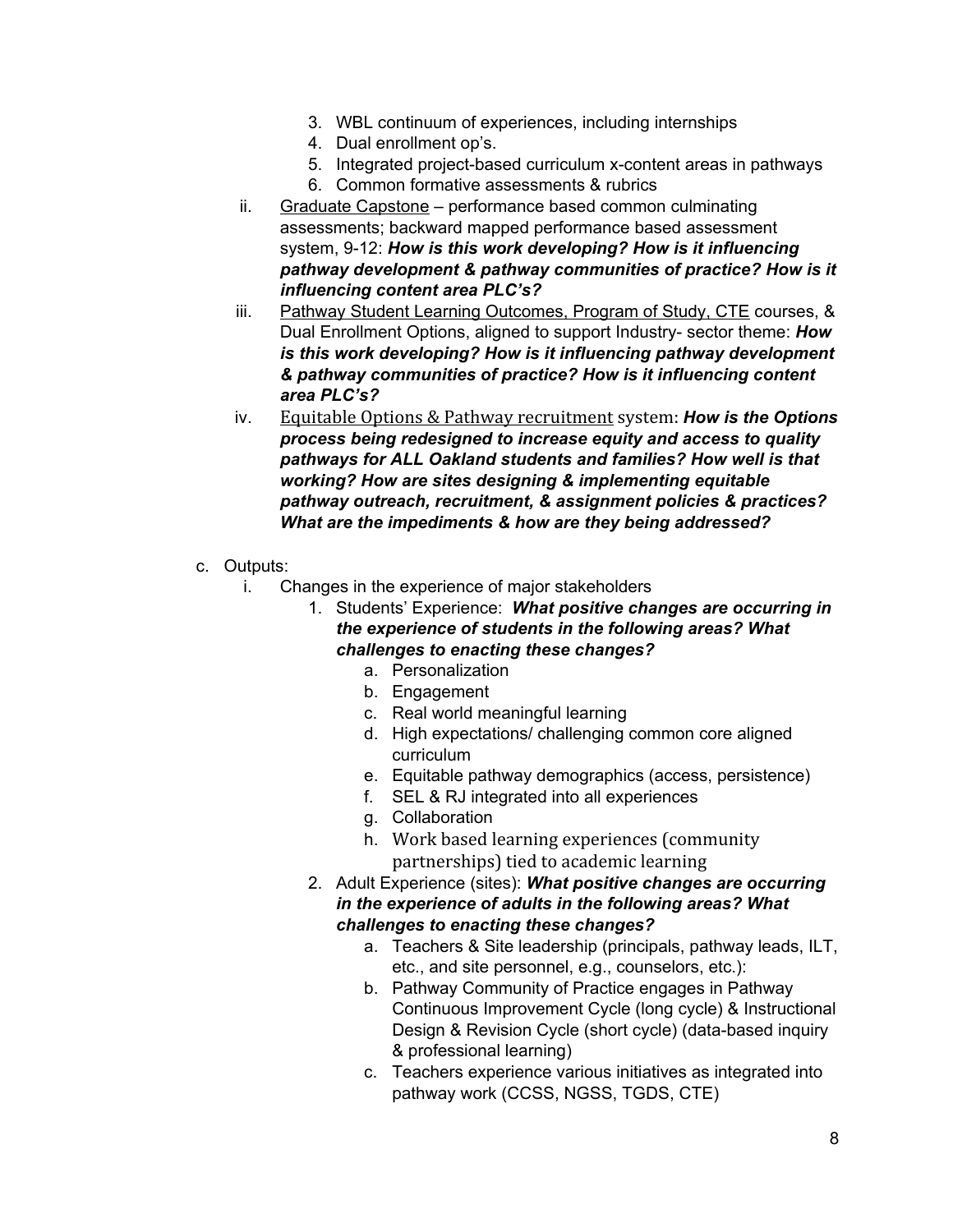3. WBL continuum of experiences, including internships
4. Dual enrollment op's.
5. Integrated project-based curriculum x-content areas in pathways
6. Common formative assessments & rubrics

ii. Graduate Capstone – performance based common culminating assessments; backward mapped performance based assessment system, 9-12: ***How is this work developing? How is it influencing pathway development & pathway communities of practice? How is it influencing content area PLC's?***

iii. Pathway Student Learning Outcomes, Program of Study, CTE courses, & Dual Enrollment Options, aligned to support Industry- sector theme: ***How is this work developing? How is it influencing pathway development & pathway communities of practice? How is it influencing content area PLC's?***

iv. Equitable Options & Pathway recruitment system: ***How is the Options process being redesigned to increase equity and access to quality pathways for ALL Oakland students and families? How well is that working? How are sites designing & implementing equitable pathway outreach, recruitment, & assignment policies & practices? What are the impediments & how are they being addressed?***

c. Outputs:

i. Changes in the experience of major stakeholders

1. Students' Experience: ***What positive changes are occurring in the experience of students in the following areas? What challenges to enacting these changes?***
    a. Personalization
    b. Engagement
    c. Real world meaningful learning
    d. High expectations/ challenging common core aligned curriculum
    e. Equitable pathway demographics (access, persistence)
    f. SEL & RJ integrated into all experiences
    g. Collaboration
    h. Work based learning experiences (community partnerships) tied to academic learning
2. Adult Experience (sites): ***What positive changes are occurring in the experience of adults in the following areas? What challenges to enacting these changes?***
    a. Teachers & Site leadership (principals, pathway leads, ILT, etc., and site personnel, e.g., counselors, etc.):
    b. Pathway Community of Practice engages in Pathway Continuous Improvement Cycle (long cycle) & Instructional Design & Revision Cycle (short cycle) (data-based inquiry & professional learning)
    c. Teachers experience various initiatives as integrated into pathway work (CCSS, NGSS, TGDS, CTE)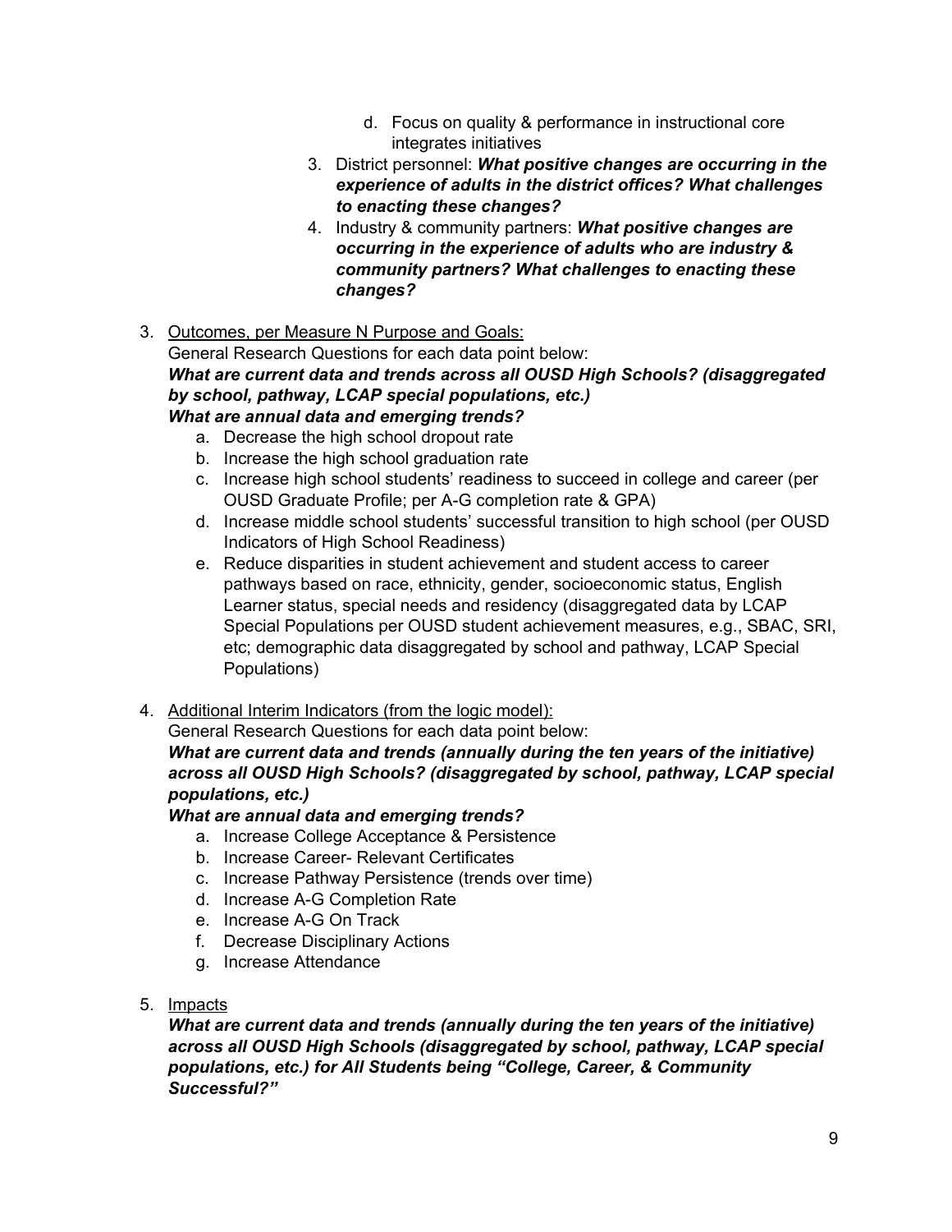d. Focus on quality & performance in instructional core integrates initiatives

3. District personnel: ***What positive changes are occurring in the experience of adults in the district offices? What challenges to enacting these changes?***
4. Industry & community partners: ***What positive changes are occurring in the experience of adults who are industry & community partners? What challenges to enacting these changes?***

3. <u>Outcomes, per Measure N Purpose and Goals:</u>
   General Research Questions for each data point below:
   ***What are current data and trends across all OUSD High Schools? (disaggregated by school, pathway, LCAP special populations, etc.)***
   ***What are annual data and emerging trends?***
   a. Decrease the high school dropout rate
   b. Increase the high school graduation rate
   c. Increase high school students' readiness to succeed in college and career (per OUSD Graduate Profile; per A-G completion rate & GPA)
   d. Increase middle school students' successful transition to high school (per OUSD Indicators of High School Readiness)
   e. Reduce disparities in student achievement and student access to career pathways based on race, ethnicity, gender, socioeconomic status, English Learner status, special needs and residency (disaggregated data by LCAP Special Populations per OUSD student achievement measures, e.g., SBAC, SRI, etc; demographic data disaggregated by school and pathway, LCAP Special Populations)

4. <u>Additional Interim Indicators (from the logic model):</u>
   General Research Questions for each data point below:
   ***What are current data and trends (annually during the ten years of the initiative) across all OUSD High Schools? (disaggregated by school, pathway, LCAP special populations, etc.)***
   ***What are annual data and emerging trends?***
   a. Increase College Acceptance & Persistence
   b. Increase Career- Relevant Certificates
   c. Increase Pathway Persistence (trends over time)
   d. Increase A-G Completion Rate
   e. Increase A-G On Track
   f. Decrease Disciplinary Actions
   g. Increase Attendance

5. <u>Impacts</u>
   ***What are current data and trends (annually during the ten years of the initiative) across all OUSD High Schools (disaggregated by school, pathway, LCAP special populations, etc.) for All Students being "College, Career, & Community Successful?"***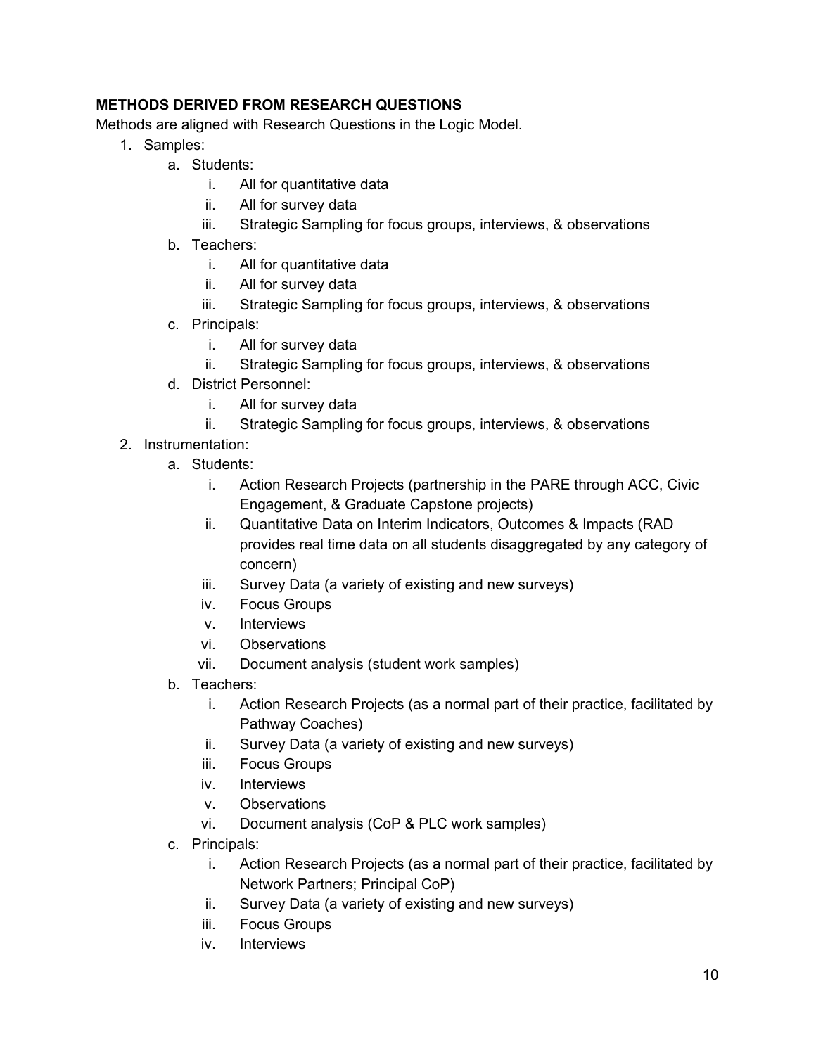**METHODS DERIVED FROM RESEARCH QUESTIONS**

Methods are aligned with Research Questions in the Logic Model.

1. Samples:
    a. Students:
        i. All for quantitative data
        ii. All for survey data
        iii. Strategic Sampling for focus groups, interviews, & observations
    b. Teachers:
        i. All for quantitative data
        ii. All for survey data
        iii. Strategic Sampling for focus groups, interviews, & observations
    c. Principals:
        i. All for survey data
        ii. Strategic Sampling for focus groups, interviews, & observations
    d. District Personnel:
        i. All for survey data
        ii. Strategic Sampling for focus groups, interviews, & observations
2. Instrumentation:
    a. Students:
        i. Action Research Projects (partnership in the PARE through ACC, Civic Engagement, & Graduate Capstone projects)
        ii. Quantitative Data on Interim Indicators, Outcomes & Impacts (RAD provides real time data on all students disaggregated by any category of concern)
        iii. Survey Data (a variety of existing and new surveys)
        iv. Focus Groups
        v. Interviews
        vi. Observations
        vii. Document analysis (student work samples)
    b. Teachers:
        i. Action Research Projects (as a normal part of their practice, facilitated by Pathway Coaches)
        ii. Survey Data (a variety of existing and new surveys)
        iii. Focus Groups
        iv. Interviews
        v. Observations
        vi. Document analysis (CoP & PLC work samples)
    c. Principals:
        i. Action Research Projects (as a normal part of their practice, facilitated by Network Partners; Principal CoP)
        ii. Survey Data (a variety of existing and new surveys)
        iii. Focus Groups
        iv. Interviews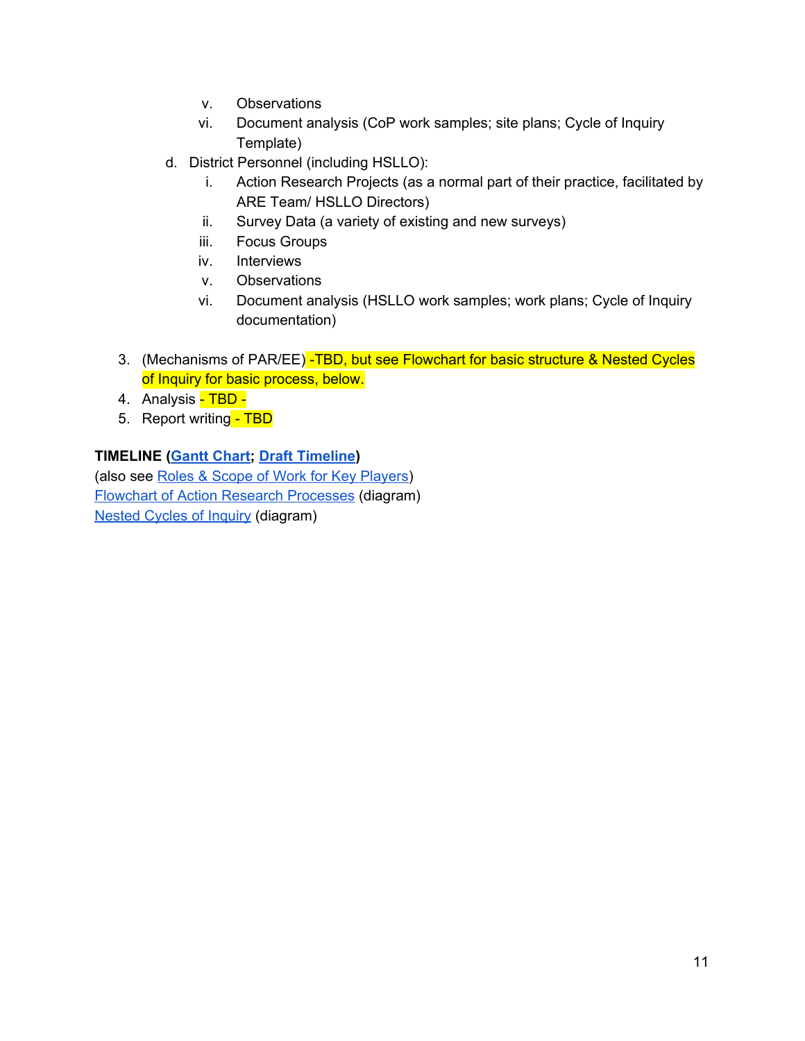v. Observations
   vi. Document analysis (CoP work samples; site plans; Cycle of Inquiry Template)

d. District Personnel (including HSLLO):
   i. Action Research Projects (as a normal part of their practice, facilitated by ARE Team/ HSLLO Directors)
   ii. Survey Data (a variety of existing and new surveys)
   iii. Focus Groups
   iv. Interviews
   v. Observations
   vi. Document analysis (HSLLO work samples; work plans; Cycle of Inquiry documentation)

3. (Mechanisms of PAR/EE) -TBD, but see Flowchart for basic structure & Nested Cycles of Inquiry for basic process, below.
4. Analysis - TBD -
5. Report writing - TBD

**TIMELINE (Gantt Chart; Draft Timeline)**
(also see Roles & Scope of Work for Key Players)
Flowchart of Action Research Processes (diagram)
Nested Cycles of Inquiry (diagram)